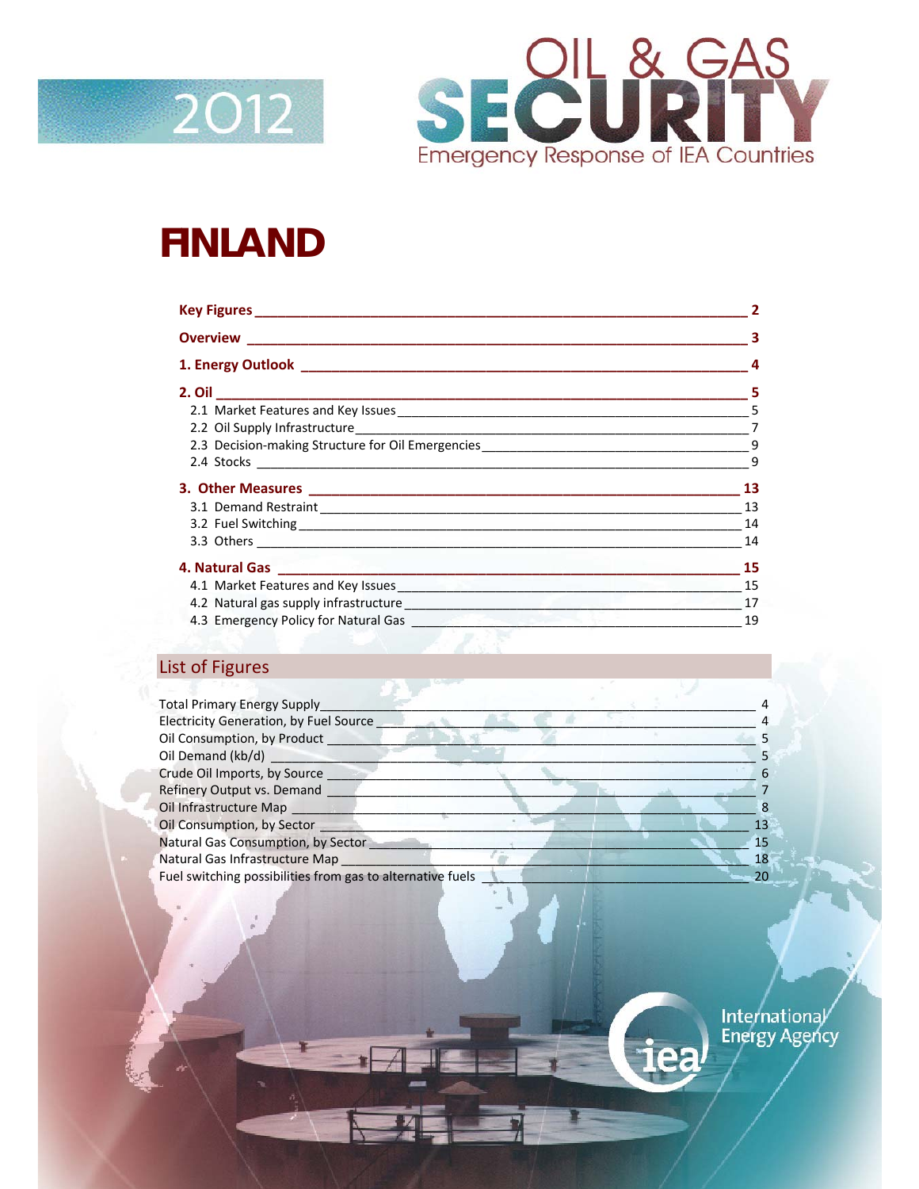2012

# OIL & GAS SECURITY

Emergency Response of IEA Countries

# FINLAND

**Key Figures** 2

**Overview** 3

**1. Energy Outlook** 4

**2. Oil** 5

- 2.1 Market Features and Key Issues 5
- 2.2 Oil Supply Infrastructure 7
- 2.3 Decision-making Structure for Oil Emergencies 9
- 2.4 Stocks 9

**3. Other Measures** 13

- 3.1 Demand Restraint 13
- 3.2 Fuel Switching 14
- 3.3 Others 14

**4. Natural Gas** 15

- 4.1 Market Features and Key Issues 15
- 4.2 Natural gas supply infrastructure 17
- 4.3 Emergency Policy for Natural Gas 19

## List of Figures

- Total Primary Energy Supply 4
- Electricity Generation, by Fuel Source 4
- Oil Consumption, by Product 5
- Oil Demand (kb/d) 5
- Crude Oil Imports, by Source 6
- Refinery Output vs. Demand 7
- Oil Infrastructure Map 8
- Oil Consumption, by Sector 13
- Natural Gas Consumption, by Sector 15
- Natural Gas Infrastructure Map 18
- Fuel switching possibilities from gas to alternative fuels 20

International Energy Agency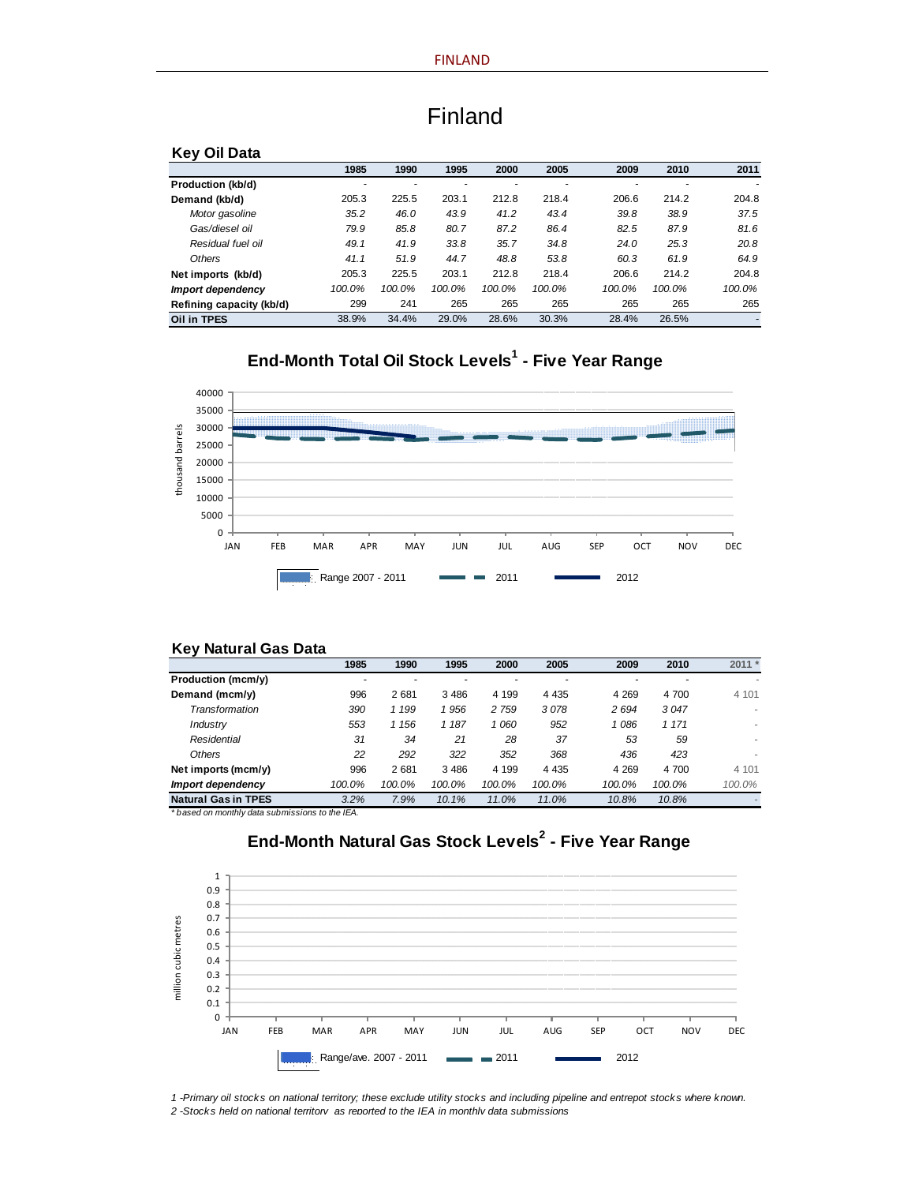# Finland

## Key Oil Data

| | 1985 | 1990 | 1995 | 2000 | 2005 | 2009 | 2010 | 2011 |
|---|---|---|---|---|---|---|---|---|
| **Production (kb/d)** | - | - | - | - | - | - | - | - |
| **Demand (kb/d)** | 205.3 | 225.5 | 203.1 | 212.8 | 218.4 | 206.6 | 214.2 | 204.8 |
| *Motor gasoline* | *35.2* | *46.0* | *43.9* | *41.2* | *43.4* | *39.8* | *38.9* | *37.5* |
| *Gas/diesel oil* | *79.9* | *85.8* | *80.7* | *87.2* | *86.4* | *82.5* | *87.9* | *81.6* |
| *Residual fuel oil* | *49.1* | *41.9* | *33.8* | *35.7* | *34.8* | *24.0* | *25.3* | *20.8* |
| *Others* | *41.1* | *51.9* | *44.7* | *48.8* | *53.8* | *60.3* | *61.9* | *64.9* |
| **Net imports (kb/d)** | 205.3 | 225.5 | 203.1 | 212.8 | 218.4 | 206.6 | 214.2 | 204.8 |
| ***Import dependency*** | *100.0%* | *100.0%* | *100.0%* | *100.0%* | *100.0%* | *100.0%* | *100.0%* | *100.0%* |
| **Refining capacity (kb/d)** | 299 | 241 | 265 | 265 | 265 | 265 | 265 | 265 |
| **Oil in TPES** | 38.9% | 34.4% | 29.0% | 28.6% | 30.3% | 28.4% | 26.5% | - |

## End-Month Total Oil Stock Levels[1] - Five Year Range

## Key Natural Gas Data

| | 1985 | 1990 | 1995 | 2000 | 2005 | 2009 | 2010 | 2011 * |
|---|---|---|---|---|---|---|---|---|
| **Production (mcm/y)** | - | - | - | - | - | - | - | - |
| **Demand (mcm/y)** | 996 | 2 681 | 3 486 | 4 199 | 4 435 | 4 269 | 4 700 | 4 101 |
| *Transformation* | *390* | *1 199* | *1 956* | *2 759* | *3 078* | *2 694* | *3 047* | - |
| *Industry* | *553* | *1 156* | *1 187* | *1 060* | *952* | *1 086* | *1 171* | - |
| *Residential* | *31* | *34* | *21* | *28* | *37* | *53* | *59* | - |
| *Others* | *22* | *292* | *322* | *352* | *368* | *436* | *423* | - |
| **Net imports (mcm/y)** | 996 | 2 681 | 3 486 | 4 199 | 4 435 | 4 269 | 4 700 | 4 101 |
| ***Import dependency*** | *100.0%* | *100.0%* | *100.0%* | *100.0%* | *100.0%* | *100.0%* | *100.0%* | *100.0%* |
| **Natural Gas in TPES** | *3.2%* | *7.9%* | *10.1%* | *11.0%* | *11.0%* | *10.8%* | *10.8%* | - |

*\* based on monthly data submissions to the IEA.*

## End-Month Natural Gas Stock Levels[2] - Five Year Range

*1 -Primary oil stocks on national territory; these exclude utility stocks and including pipeline and entrepot stocks where known.*
*2 -Stocks held on national territory as reported to the IEA in monthly data submissions*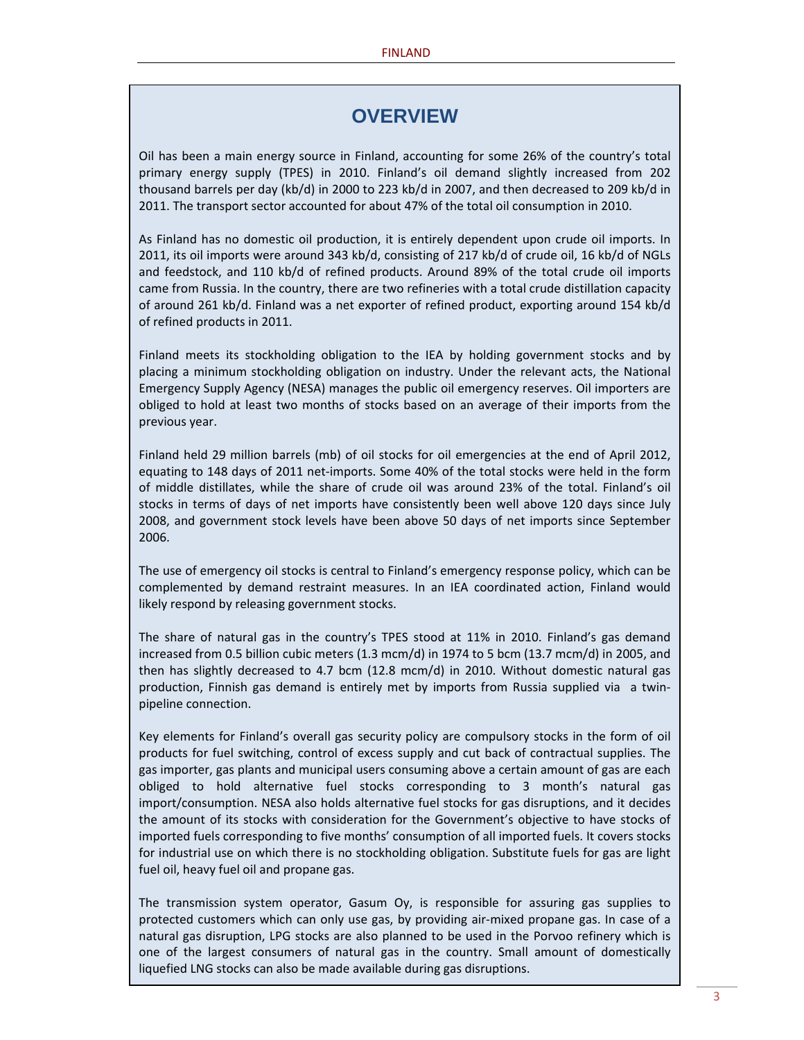# OVERVIEW

Oil has been a main energy source in Finland, accounting for some 26% of the country's total primary energy supply (TPES) in 2010. Finland's oil demand slightly increased from 202 thousand barrels per day (kb/d) in 2000 to 223 kb/d in 2007, and then decreased to 209 kb/d in 2011. The transport sector accounted for about 47% of the total oil consumption in 2010.

As Finland has no domestic oil production, it is entirely dependent upon crude oil imports. In 2011, its oil imports were around 343 kb/d, consisting of 217 kb/d of crude oil, 16 kb/d of NGLs and feedstock, and 110 kb/d of refined products. Around 89% of the total crude oil imports came from Russia. In the country, there are two refineries with a total crude distillation capacity of around 261 kb/d. Finland was a net exporter of refined product, exporting around 154 kb/d of refined products in 2011.

Finland meets its stockholding obligation to the IEA by holding government stocks and by placing a minimum stockholding obligation on industry. Under the relevant acts, the National Emergency Supply Agency (NESA) manages the public oil emergency reserves. Oil importers are obliged to hold at least two months of stocks based on an average of their imports from the previous year.

Finland held 29 million barrels (mb) of oil stocks for oil emergencies at the end of April 2012, equating to 148 days of 2011 net-imports. Some 40% of the total stocks were held in the form of middle distillates, while the share of crude oil was around 23% of the total. Finland's oil stocks in terms of days of net imports have consistently been well above 120 days since July 2008, and government stock levels have been above 50 days of net imports since September 2006.

The use of emergency oil stocks is central to Finland's emergency response policy, which can be complemented by demand restraint measures. In an IEA coordinated action, Finland would likely respond by releasing government stocks.

The share of natural gas in the country's TPES stood at 11% in 2010. Finland's gas demand increased from 0.5 billion cubic meters (1.3 mcm/d) in 1974 to 5 bcm (13.7 mcm/d) in 2005, and then has slightly decreased to 4.7 bcm (12.8 mcm/d) in 2010. Without domestic natural gas production, Finnish gas demand is entirely met by imports from Russia supplied via a twin-pipeline connection.

Key elements for Finland's overall gas security policy are compulsory stocks in the form of oil products for fuel switching, control of excess supply and cut back of contractual supplies. The gas importer, gas plants and municipal users consuming above a certain amount of gas are each obliged to hold alternative fuel stocks corresponding to 3 month's natural gas import/consumption. NESA also holds alternative fuel stocks for gas disruptions, and it decides the amount of its stocks with consideration for the Government's objective to have stocks of imported fuels corresponding to five months' consumption of all imported fuels. It covers stocks for industrial use on which there is no stockholding obligation. Substitute fuels for gas are light fuel oil, heavy fuel oil and propane gas.

The transmission system operator, Gasum Oy, is responsible for assuring gas supplies to protected customers which can only use gas, by providing air-mixed propane gas. In case of a natural gas disruption, LPG stocks are also planned to be used in the Porvoo refinery which is one of the largest consumers of natural gas in the country. Small amount of domestically liquefied LNG stocks can also be made available during gas disruptions.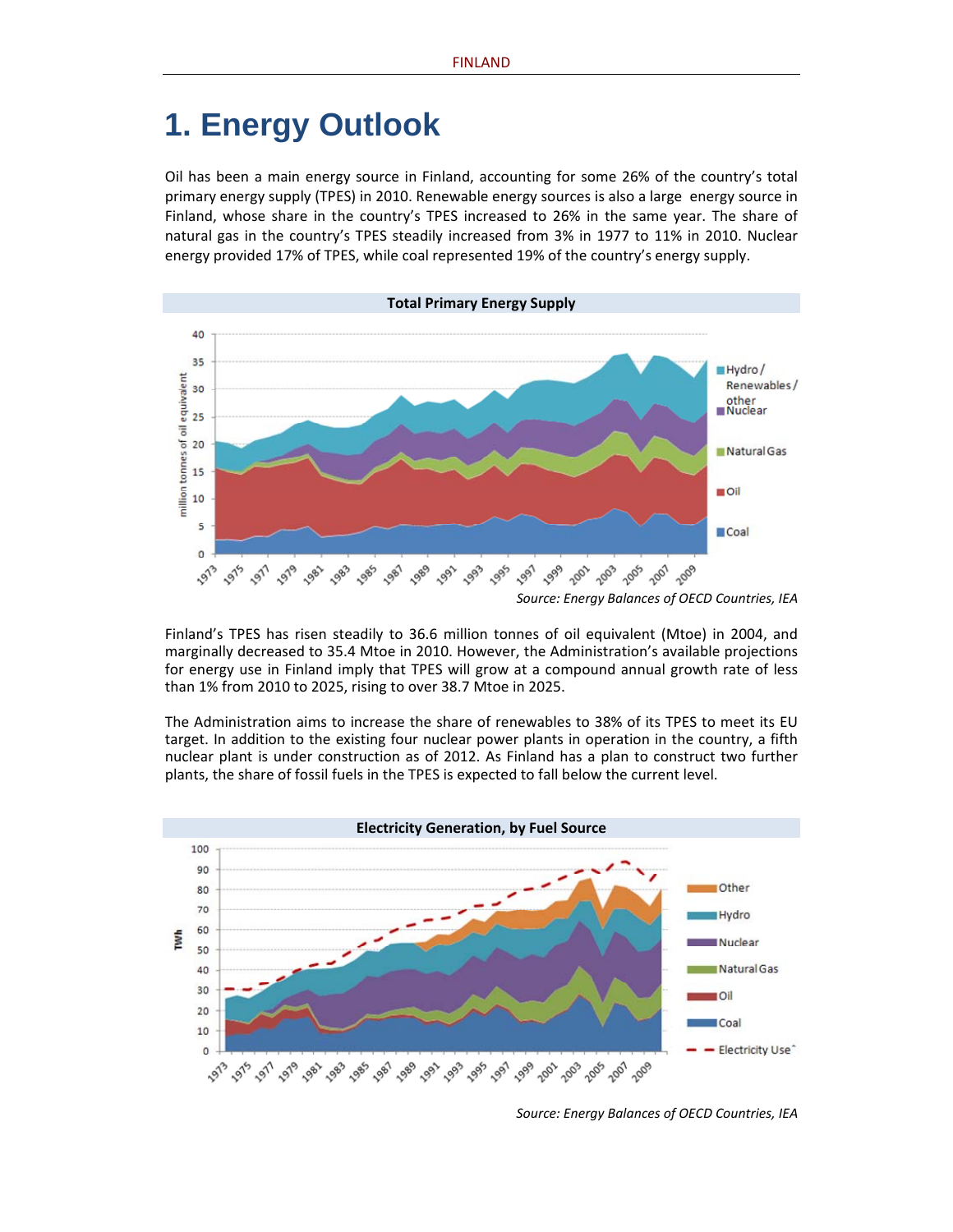# 1. Energy Outlook

Oil has been a main energy source in Finland, accounting for some 26% of the country's total primary energy supply (TPES) in 2010. Renewable energy sources is also a large energy source in Finland, whose share in the country's TPES increased to 26% in the same year. The share of natural gas in the country's TPES steadily increased from 3% in 1977 to 11% in 2010. Nuclear energy provided 17% of TPES, while coal represented 19% of the country's energy supply.

**Total Primary Energy Supply**

*Source: Energy Balances of OECD Countries, IEA*

Finland's TPES has risen steadily to 36.6 million tonnes of oil equivalent (Mtoe) in 2004, and marginally decreased to 35.4 Mtoe in 2010. However, the Administration's available projections for energy use in Finland imply that TPES will grow at a compound annual growth rate of less than 1% from 2010 to 2025, rising to over 38.7 Mtoe in 2025.

The Administration aims to increase the share of renewables to 38% of its TPES to meet its EU target. In addition to the existing four nuclear power plants in operation in the country, a fifth nuclear plant is under construction as of 2012. As Finland has a plan to construct two further plants, the share of fossil fuels in the TPES is expected to fall below the current level.

**Electricity Generation, by Fuel Source**

*Source: Energy Balances of OECD Countries, IEA*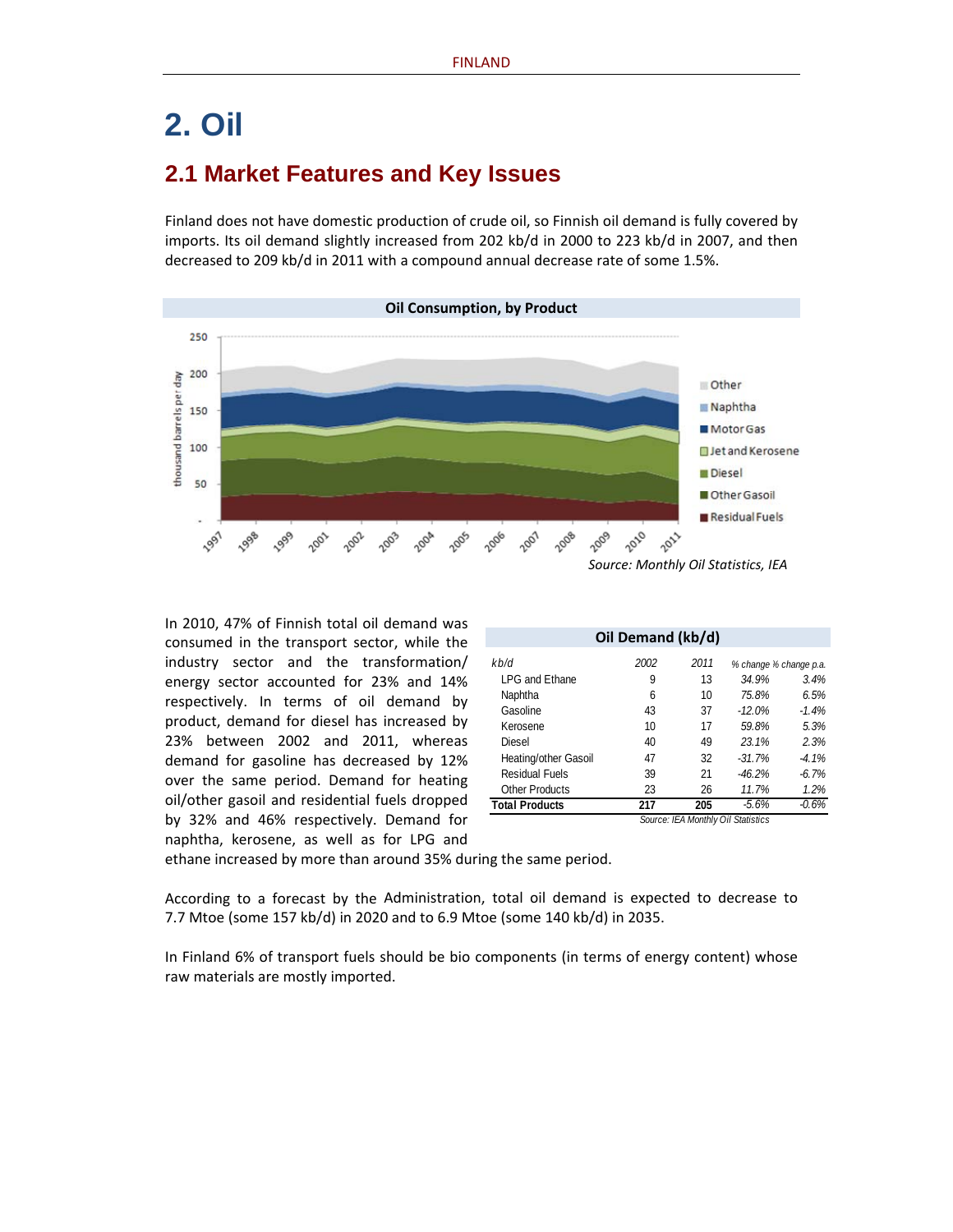# 2. Oil

## 2.1 Market Features and Key Issues

Finland does not have domestic production of crude oil, so Finnish oil demand is fully covered by imports. Its oil demand slightly increased from 202 kb/d in 2000 to 223 kb/d in 2007, and then decreased to 209 kb/d in 2011 with a compound annual decrease rate of some 1.5%.

**Oil Consumption, by Product**

*Source: Monthly Oil Statistics, IEA*

In 2010, 47% of Finnish total oil demand was consumed in the transport sector, while the industry sector and the transformation/ energy sector accounted for 23% and 14% respectively. In terms of oil demand by product, demand for diesel has increased by 23% between 2002 and 2011, whereas demand for gasoline has decreased by 12% over the same period. Demand for heating oil/other gasoil and residential fuels dropped by 32% and 46% respectively. Demand for naphtha, kerosene, as well as for LPG and ethane increased by more than around 35% during the same period.

**Oil Demand (kb/d)**

| *kb/d* | *2002* | *2011* | *% change* | *% change p.a.* |
|---|---|---|---|---|
| LPG and Ethane | 9 | 13 | *34.9%* | *3.4%* |
| Naphtha | 6 | 10 | *75.8%* | *6.5%* |
| Gasoline | 43 | 37 | *-12.0%* | *-1.4%* |
| Kerosene | 10 | 17 | *59.8%* | *5.3%* |
| Diesel | 40 | 49 | *23.1%* | *2.3%* |
| Heating/other Gasoil | 47 | 32 | *-31.7%* | *-4.1%* |
| Residual Fuels | 39 | 21 | *-46.2%* | *-6.7%* |
| Other Products | 23 | 26 | *11.7%* | *1.2%* |
| **Total Products** | **217** | **205** | *-5.6%* | *-0.6%* |

*Source: IEA Monthly Oil Statistics*

According to a forecast by the Administration, total oil demand is expected to decrease to 7.7 Mtoe (some 157 kb/d) in 2020 and to 6.9 Mtoe (some 140 kb/d) in 2035.

In Finland 6% of transport fuels should be bio components (in terms of energy content) whose raw materials are mostly imported.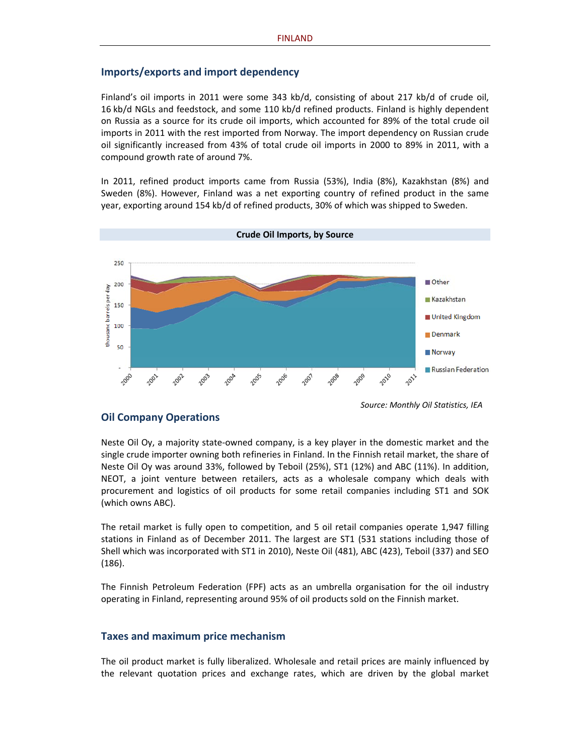## Imports/exports and import dependency

Finland's oil imports in 2011 were some 343 kb/d, consisting of about 217 kb/d of crude oil, 16 kb/d NGLs and feedstock, and some 110 kb/d refined products. Finland is highly dependent on Russia as a source for its crude oil imports, which accounted for 89% of the total crude oil imports in 2011 with the rest imported from Norway. The import dependency on Russian crude oil significantly increased from 43% of total crude oil imports in 2000 to 89% in 2011, with a compound growth rate of around 7%.

In 2011, refined product imports came from Russia (53%), India (8%), Kazakhstan (8%) and Sweden (8%). However, Finland was a net exporting country of refined product in the same year, exporting around 154 kb/d of refined products, 30% of which was shipped to Sweden.

**Crude Oil Imports, by Source**

*Source: Monthly Oil Statistics, IEA*

## Oil Company Operations

Neste Oil Oy, a majority state-owned company, is a key player in the domestic market and the single crude importer owning both refineries in Finland. In the Finnish retail market, the share of Neste Oil Oy was around 33%, followed by Teboil (25%), ST1 (12%) and ABC (11%). In addition, NEOT, a joint venture between retailers, acts as a wholesale company which deals with procurement and logistics of oil products for some retail companies including ST1 and SOK (which owns ABC).

The retail market is fully open to competition, and 5 oil retail companies operate 1,947 filling stations in Finland as of December 2011. The largest are ST1 (531 stations including those of Shell which was incorporated with ST1 in 2010), Neste Oil (481), ABC (423), Teboil (337) and SEO (186).

The Finnish Petroleum Federation (FPF) acts as an umbrella organisation for the oil industry operating in Finland, representing around 95% of oil products sold on the Finnish market.

## Taxes and maximum price mechanism

The oil product market is fully liberalized. Wholesale and retail prices are mainly influenced by the relevant quotation prices and exchange rates, which are driven by the global market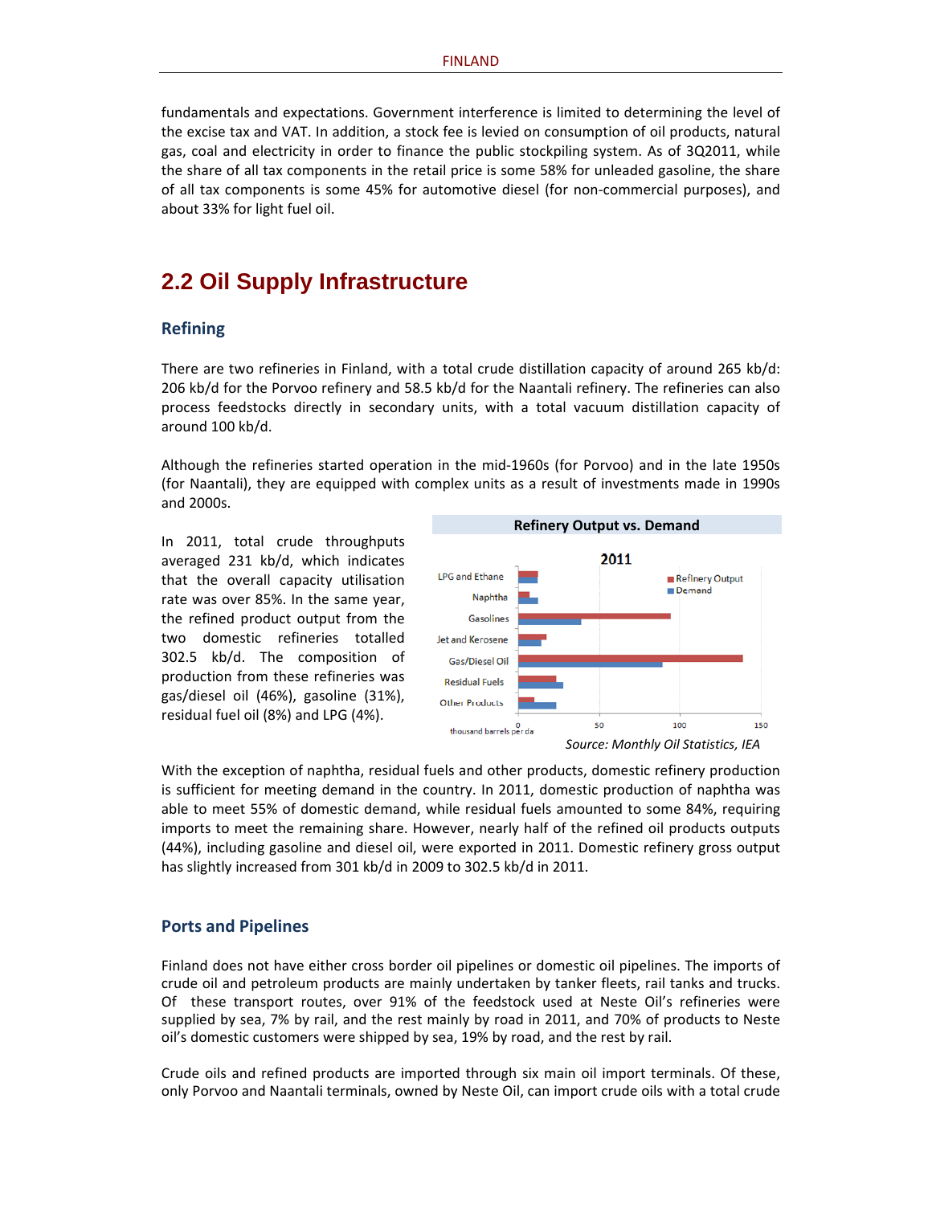fundamentals and expectations. Government interference is limited to determining the level of the excise tax and VAT. In addition, a stock fee is levied on consumption of oil products, natural gas, coal and electricity in order to finance the public stockpiling system. As of 3Q2011, while the share of all tax components in the retail price is some 58% for unleaded gasoline, the share of all tax components is some 45% for automotive diesel (for non-commercial purposes), and about 33% for light fuel oil.

## 2.2 Oil Supply Infrastructure

### Refining

There are two refineries in Finland, with a total crude distillation capacity of around 265 kb/d: 206 kb/d for the Porvoo refinery and 58.5 kb/d for the Naantali refinery. The refineries can also process feedstocks directly in secondary units, with a total vacuum distillation capacity of around 100 kb/d.

Although the refineries started operation in the mid-1960s (for Porvoo) and in the late 1950s (for Naantali), they are equipped with complex units as a result of investments made in 1990s and 2000s.

In 2011, total crude throughputs averaged 231 kb/d, which indicates that the overall capacity utilisation rate was over 85%. In the same year, the refined product output from the two domestic refineries totalled 302.5 kb/d. The composition of production from these refineries was gas/diesel oil (46%), gasoline (31%), residual fuel oil (8%) and LPG (4%).

**Refinery Output vs. Demand**

*Source: Monthly Oil Statistics, IEA*

With the exception of naphtha, residual fuels and other products, domestic refinery production is sufficient for meeting demand in the country. In 2011, domestic production of naphtha was able to meet 55% of domestic demand, while residual fuels amounted to some 84%, requiring imports to meet the remaining share. However, nearly half of the refined oil products outputs (44%), including gasoline and diesel oil, were exported in 2011. Domestic refinery gross output has slightly increased from 301 kb/d in 2009 to 302.5 kb/d in 2011.

### Ports and Pipelines

Finland does not have either cross border oil pipelines or domestic oil pipelines. The imports of crude oil and petroleum products are mainly undertaken by tanker fleets, rail tanks and trucks. Of these transport routes, over 91% of the feedstock used at Neste Oil's refineries were supplied by sea, 7% by rail, and the rest mainly by road in 2011, and 70% of products to Neste oil's domestic customers were shipped by sea, 19% by road, and the rest by rail.

Crude oils and refined products are imported through six main oil import terminals. Of these, only Porvoo and Naantali terminals, owned by Neste Oil, can import crude oils with a total crude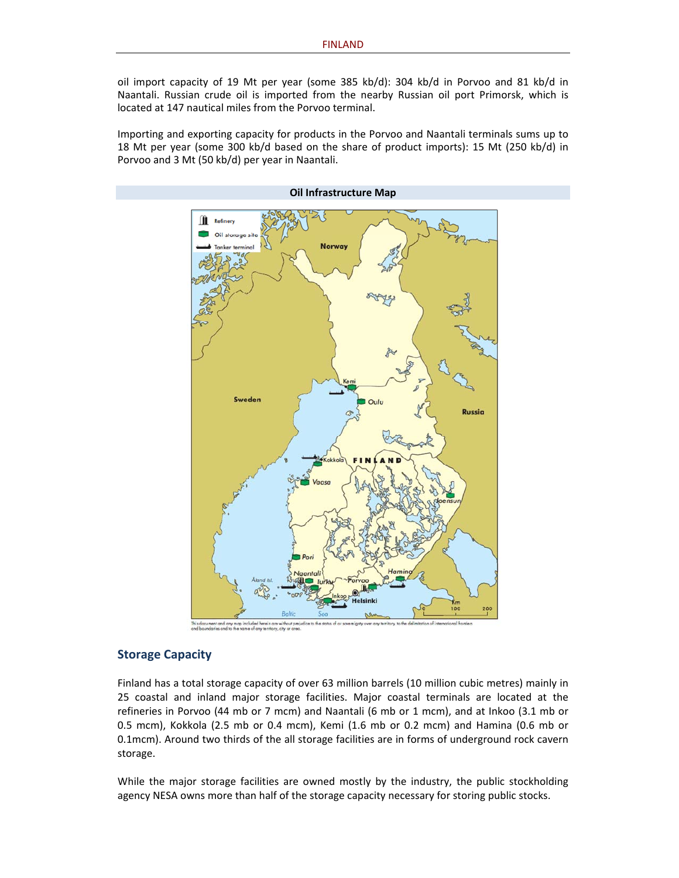oil import capacity of 19 Mt per year (some 385 kb/d): 304 kb/d in Porvoo and 81 kb/d in Naantali. Russian crude oil is imported from the nearby Russian oil port Primorsk, which is located at 147 nautical miles from the Porvoo terminal.

Importing and exporting capacity for products in the Porvoo and Naantali terminals sums up to 18 Mt per year (some 300 kb/d based on the share of product imports): 15 Mt (250 kb/d) in Porvoo and 3 Mt (50 kb/d) per year in Naantali.

**Oil Infrastructure Map**

This document and any map included herein are without prejudice to the status of or sovereignty over any territory, to the delimitation of international frontiers and boundaries and to the name of any territory, city or area.

## Storage Capacity

Finland has a total storage capacity of over 63 million barrels (10 million cubic metres) mainly in 25 coastal and inland major storage facilities. Major coastal terminals are located at the refineries in Porvoo (44 mb or 7 mcm) and Naantali (6 mb or 1 mcm), and at Inkoo (3.1 mb or 0.5 mcm), Kokkola (2.5 mb or 0.4 mcm), Kemi (1.6 mb or 0.2 mcm) and Hamina (0.6 mb or 0.1mcm). Around two thirds of the all storage facilities are in forms of underground rock cavern storage.

While the major storage facilities are owned mostly by the industry, the public stockholding agency NESA owns more than half of the storage capacity necessary for storing public stocks.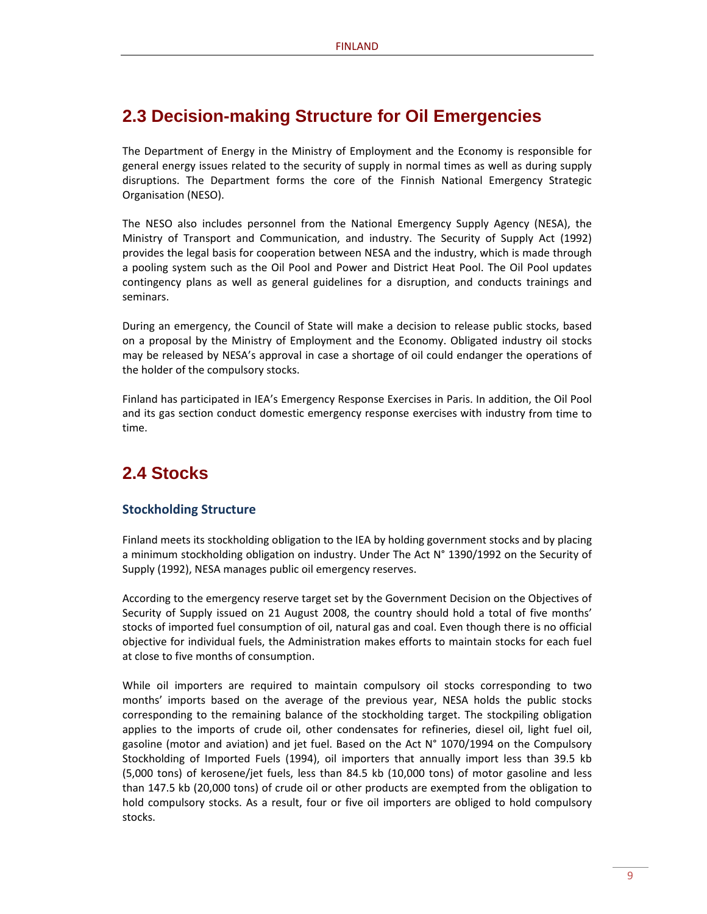## 2.3 Decision-making Structure for Oil Emergencies

The Department of Energy in the Ministry of Employment and the Economy is responsible for general energy issues related to the security of supply in normal times as well as during supply disruptions. The Department forms the core of the Finnish National Emergency Strategic Organisation (NESO).

The NESO also includes personnel from the National Emergency Supply Agency (NESA), the Ministry of Transport and Communication, and industry. The Security of Supply Act (1992) provides the legal basis for cooperation between NESA and the industry, which is made through a pooling system such as the Oil Pool and Power and District Heat Pool. The Oil Pool updates contingency plans as well as general guidelines for a disruption, and conducts trainings and seminars.

During an emergency, the Council of State will make a decision to release public stocks, based on a proposal by the Ministry of Employment and the Economy. Obligated industry oil stocks may be released by NESA's approval in case a shortage of oil could endanger the operations of the holder of the compulsory stocks.

Finland has participated in IEA's Emergency Response Exercises in Paris. In addition, the Oil Pool and its gas section conduct domestic emergency response exercises with industry from time to time.

## 2.4 Stocks

### Stockholding Structure

Finland meets its stockholding obligation to the IEA by holding government stocks and by placing a minimum stockholding obligation on industry. Under The Act N° 1390/1992 on the Security of Supply (1992), NESA manages public oil emergency reserves.

According to the emergency reserve target set by the Government Decision on the Objectives of Security of Supply issued on 21 August 2008, the country should hold a total of five months' stocks of imported fuel consumption of oil, natural gas and coal. Even though there is no official objective for individual fuels, the Administration makes efforts to maintain stocks for each fuel at close to five months of consumption.

While oil importers are required to maintain compulsory oil stocks corresponding to two months' imports based on the average of the previous year, NESA holds the public stocks corresponding to the remaining balance of the stockholding target. The stockpiling obligation applies to the imports of crude oil, other condensates for refineries, diesel oil, light fuel oil, gasoline (motor and aviation) and jet fuel. Based on the Act N° 1070/1994 on the Compulsory Stockholding of Imported Fuels (1994), oil importers that annually import less than 39.5 kb (5,000 tons) of kerosene/jet fuels, less than 84.5 kb (10,000 tons) of motor gasoline and less than 147.5 kb (20,000 tons) of crude oil or other products are exempted from the obligation to hold compulsory stocks. As a result, four or five oil importers are obliged to hold compulsory stocks.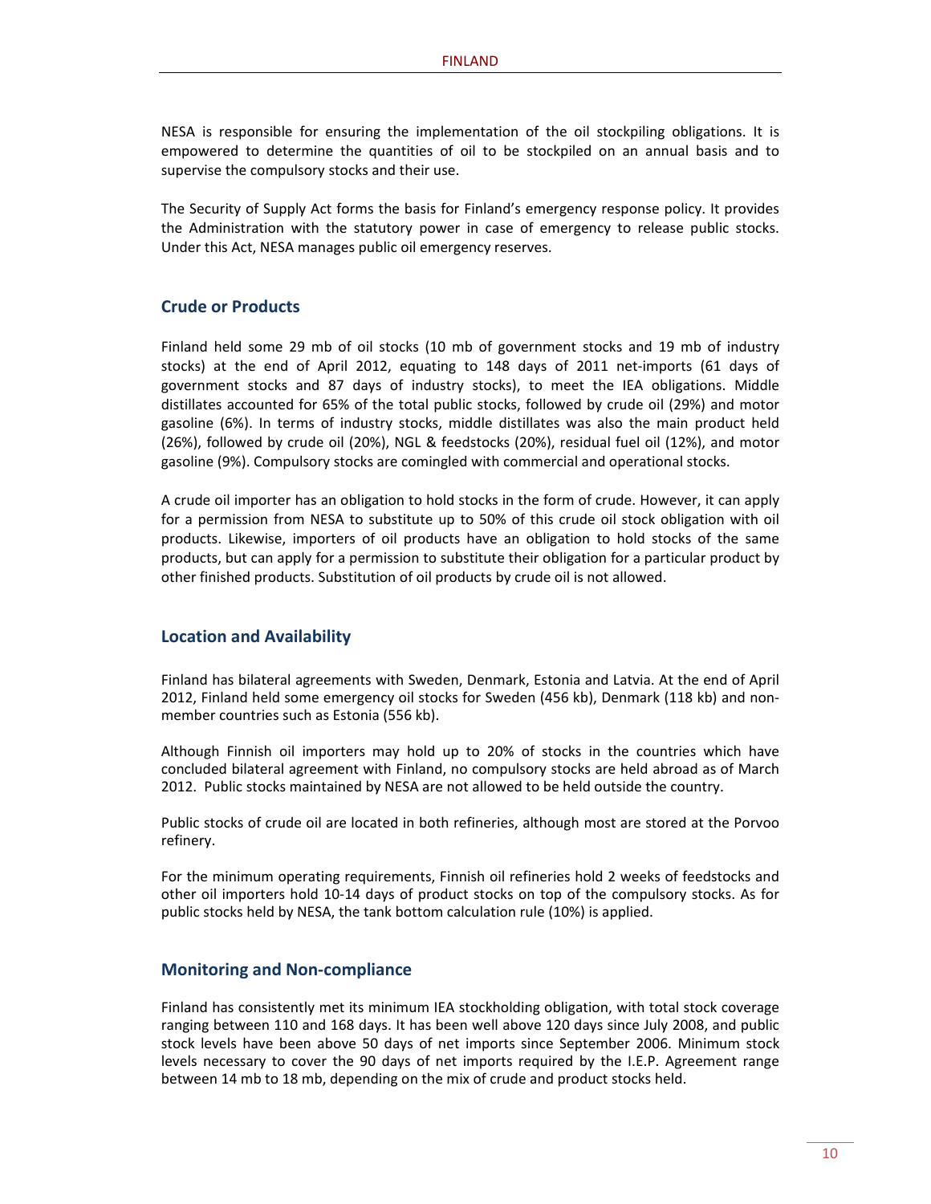NESA is responsible for ensuring the implementation of the oil stockpiling obligations. It is empowered to determine the quantities of oil to be stockpiled on an annual basis and to supervise the compulsory stocks and their use.

The Security of Supply Act forms the basis for Finland's emergency response policy. It provides the Administration with the statutory power in case of emergency to release public stocks. Under this Act, NESA manages public oil emergency reserves.

## Crude or Products

Finland held some 29 mb of oil stocks (10 mb of government stocks and 19 mb of industry stocks) at the end of April 2012, equating to 148 days of 2011 net-imports (61 days of government stocks and 87 days of industry stocks), to meet the IEA obligations. Middle distillates accounted for 65% of the total public stocks, followed by crude oil (29%) and motor gasoline (6%). In terms of industry stocks, middle distillates was also the main product held (26%), followed by crude oil (20%), NGL & feedstocks (20%), residual fuel oil (12%), and motor gasoline (9%). Compulsory stocks are comingled with commercial and operational stocks.

A crude oil importer has an obligation to hold stocks in the form of crude. However, it can apply for a permission from NESA to substitute up to 50% of this crude oil stock obligation with oil products. Likewise, importers of oil products have an obligation to hold stocks of the same products, but can apply for a permission to substitute their obligation for a particular product by other finished products. Substitution of oil products by crude oil is not allowed.

## Location and Availability

Finland has bilateral agreements with Sweden, Denmark, Estonia and Latvia. At the end of April 2012, Finland held some emergency oil stocks for Sweden (456 kb), Denmark (118 kb) and non-member countries such as Estonia (556 kb).

Although Finnish oil importers may hold up to 20% of stocks in the countries which have concluded bilateral agreement with Finland, no compulsory stocks are held abroad as of March 2012. Public stocks maintained by NESA are not allowed to be held outside the country.

Public stocks of crude oil are located in both refineries, although most are stored at the Porvoo refinery.

For the minimum operating requirements, Finnish oil refineries hold 2 weeks of feedstocks and other oil importers hold 10-14 days of product stocks on top of the compulsory stocks. As for public stocks held by NESA, the tank bottom calculation rule (10%) is applied.

## Monitoring and Non-compliance

Finland has consistently met its minimum IEA stockholding obligation, with total stock coverage ranging between 110 and 168 days. It has been well above 120 days since July 2008, and public stock levels have been above 50 days of net imports since September 2006. Minimum stock levels necessary to cover the 90 days of net imports required by the I.E.P. Agreement range between 14 mb to 18 mb, depending on the mix of crude and product stocks held.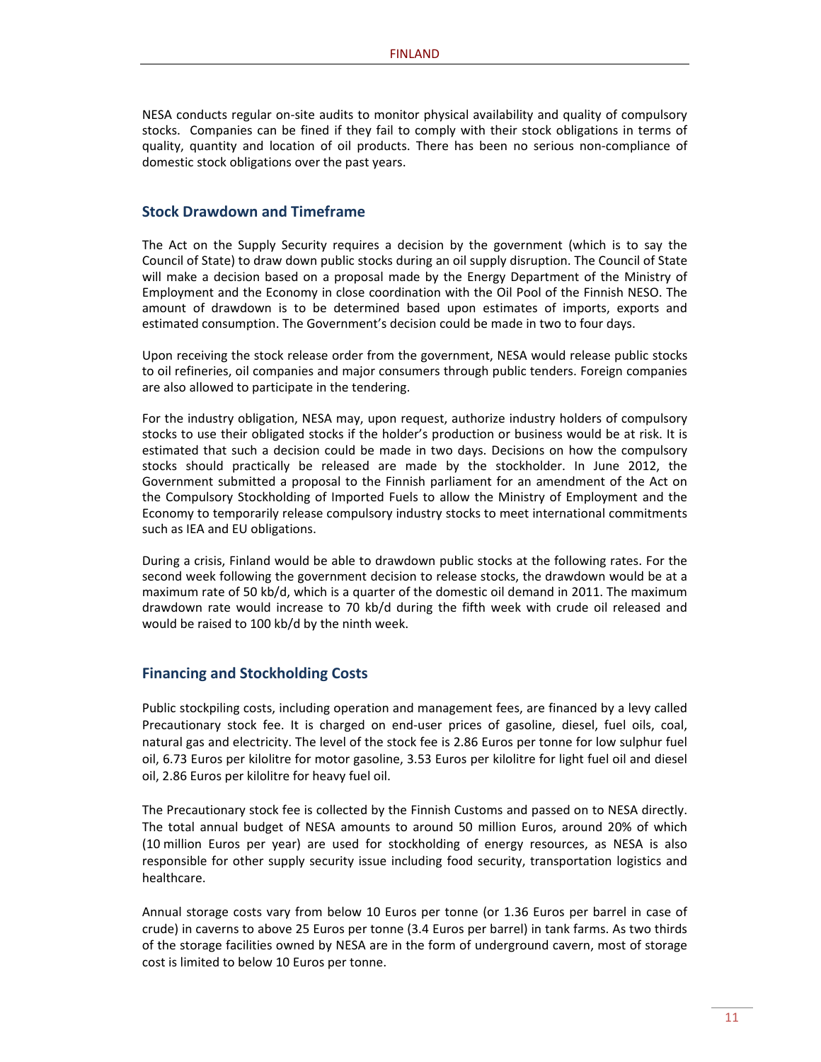NESA conducts regular on-site audits to monitor physical availability and quality of compulsory stocks. Companies can be fined if they fail to comply with their stock obligations in terms of quality, quantity and location of oil products. There has been no serious non-compliance of domestic stock obligations over the past years.

## Stock Drawdown and Timeframe

The Act on the Supply Security requires a decision by the government (which is to say the Council of State) to draw down public stocks during an oil supply disruption. The Council of State will make a decision based on a proposal made by the Energy Department of the Ministry of Employment and the Economy in close coordination with the Oil Pool of the Finnish NESO. The amount of drawdown is to be determined based upon estimates of imports, exports and estimated consumption. The Government's decision could be made in two to four days.

Upon receiving the stock release order from the government, NESA would release public stocks to oil refineries, oil companies and major consumers through public tenders. Foreign companies are also allowed to participate in the tendering.

For the industry obligation, NESA may, upon request, authorize industry holders of compulsory stocks to use their obligated stocks if the holder's production or business would be at risk. It is estimated that such a decision could be made in two days. Decisions on how the compulsory stocks should practically be released are made by the stockholder. In June 2012, the Government submitted a proposal to the Finnish parliament for an amendment of the Act on the Compulsory Stockholding of Imported Fuels to allow the Ministry of Employment and the Economy to temporarily release compulsory industry stocks to meet international commitments such as IEA and EU obligations.

During a crisis, Finland would be able to drawdown public stocks at the following rates. For the second week following the government decision to release stocks, the drawdown would be at a maximum rate of 50 kb/d, which is a quarter of the domestic oil demand in 2011. The maximum drawdown rate would increase to 70 kb/d during the fifth week with crude oil released and would be raised to 100 kb/d by the ninth week.

## Financing and Stockholding Costs

Public stockpiling costs, including operation and management fees, are financed by a levy called Precautionary stock fee. It is charged on end-user prices of gasoline, diesel, fuel oils, coal, natural gas and electricity. The level of the stock fee is 2.86 Euros per tonne for low sulphur fuel oil, 6.73 Euros per kilolitre for motor gasoline, 3.53 Euros per kilolitre for light fuel oil and diesel oil, 2.86 Euros per kilolitre for heavy fuel oil.

The Precautionary stock fee is collected by the Finnish Customs and passed on to NESA directly. The total annual budget of NESA amounts to around 50 million Euros, around 20% of which (10 million Euros per year) are used for stockholding of energy resources, as NESA is also responsible for other supply security issue including food security, transportation logistics and healthcare.

Annual storage costs vary from below 10 Euros per tonne (or 1.36 Euros per barrel in case of crude) in caverns to above 25 Euros per tonne (3.4 Euros per barrel) in tank farms. As two thirds of the storage facilities owned by NESA are in the form of underground cavern, most of storage cost is limited to below 10 Euros per tonne.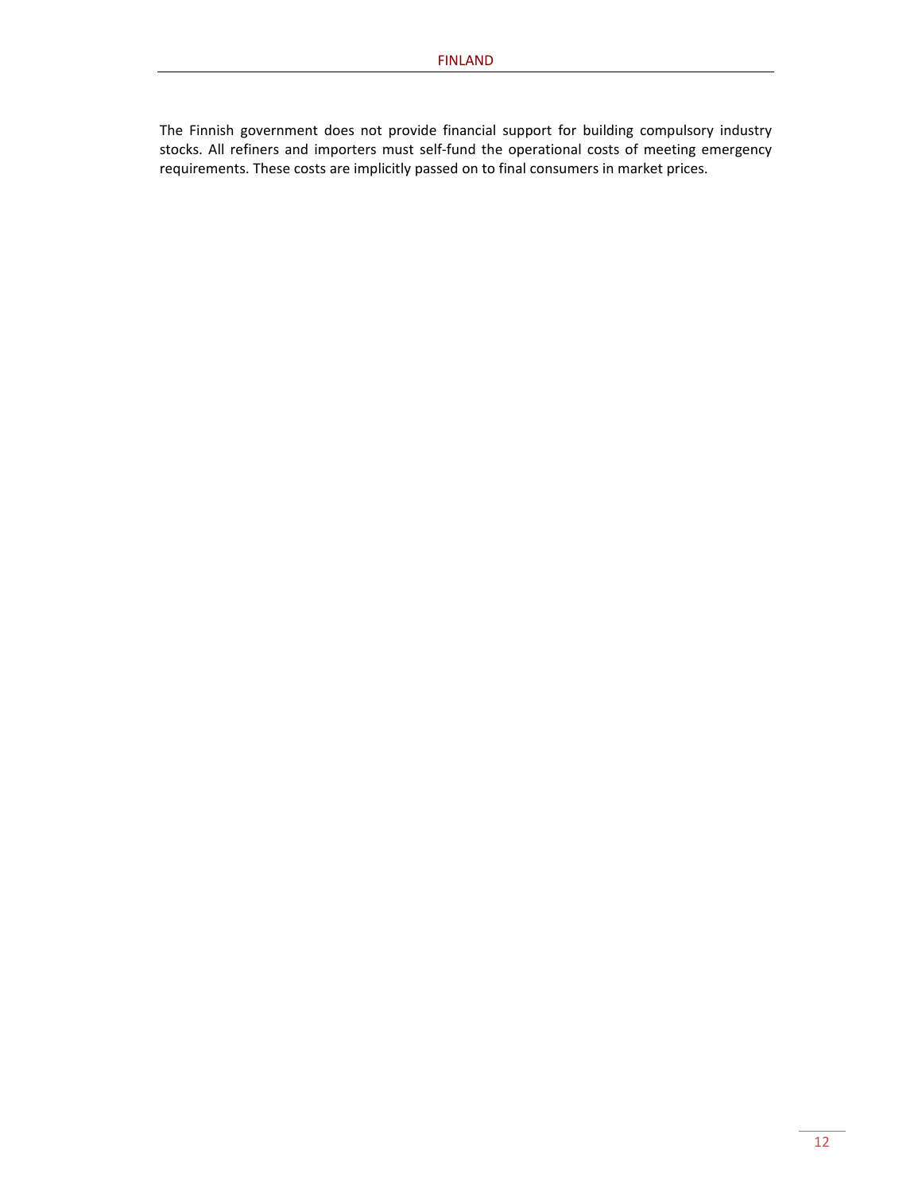The Finnish government does not provide financial support for building compulsory industry stocks. All refiners and importers must self-fund the operational costs of meeting emergency requirements. These costs are implicitly passed on to final consumers in market prices.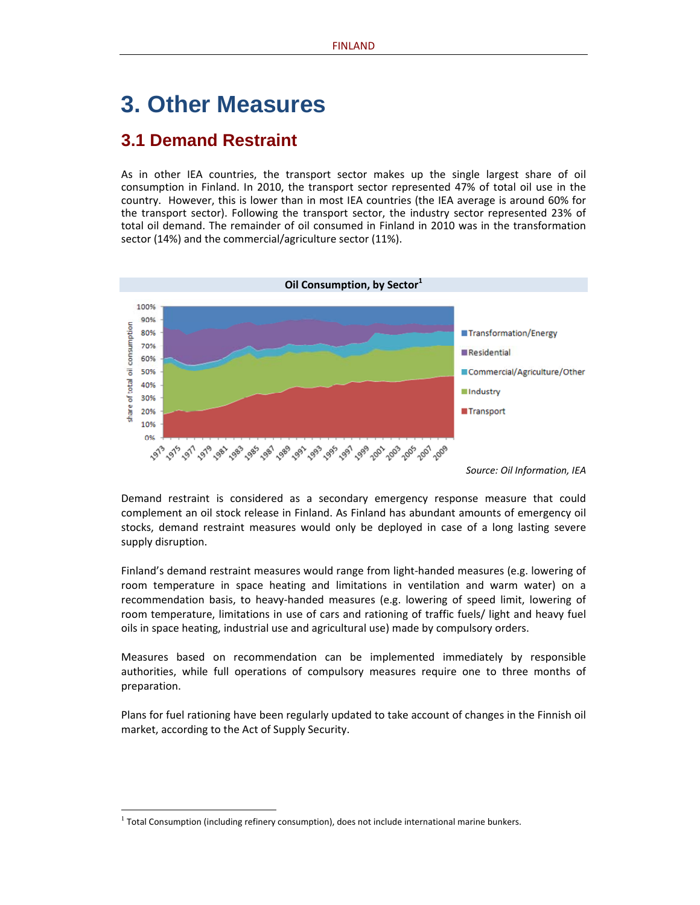# 3. Other Measures

## 3.1 Demand Restraint

As in other IEA countries, the transport sector makes up the single largest share of oil consumption in Finland. In 2010, the transport sector represented 47% of total oil use in the country. However, this is lower than in most IEA countries (the IEA average is around 60% for the transport sector). Following the transport sector, the industry sector represented 23% of total oil demand. The remainder of oil consumed in Finland in 2010 was in the transformation sector (14%) and the commercial/agriculture sector (11%).

**Oil Consumption, by Sector[1]**

*Source: Oil Information, IEA*

Demand restraint is considered as a secondary emergency response measure that could complement an oil stock release in Finland. As Finland has abundant amounts of emergency oil stocks, demand restraint measures would only be deployed in case of a long lasting severe supply disruption.

Finland's demand restraint measures would range from light-handed measures (e.g. lowering of room temperature in space heating and limitations in ventilation and warm water) on a recommendation basis, to heavy-handed measures (e.g. lowering of speed limit, lowering of room temperature, limitations in use of cars and rationing of traffic fuels/ light and heavy fuel oils in space heating, industrial use and agricultural use) made by compulsory orders.

Measures based on recommendation can be implemented immediately by responsible authorities, while full operations of compulsory measures require one to three months of preparation.

Plans for fuel rationing have been regularly updated to take account of changes in the Finnish oil market, according to the Act of Supply Security.

[1] Total Consumption (including refinery consumption), does not include international marine bunkers.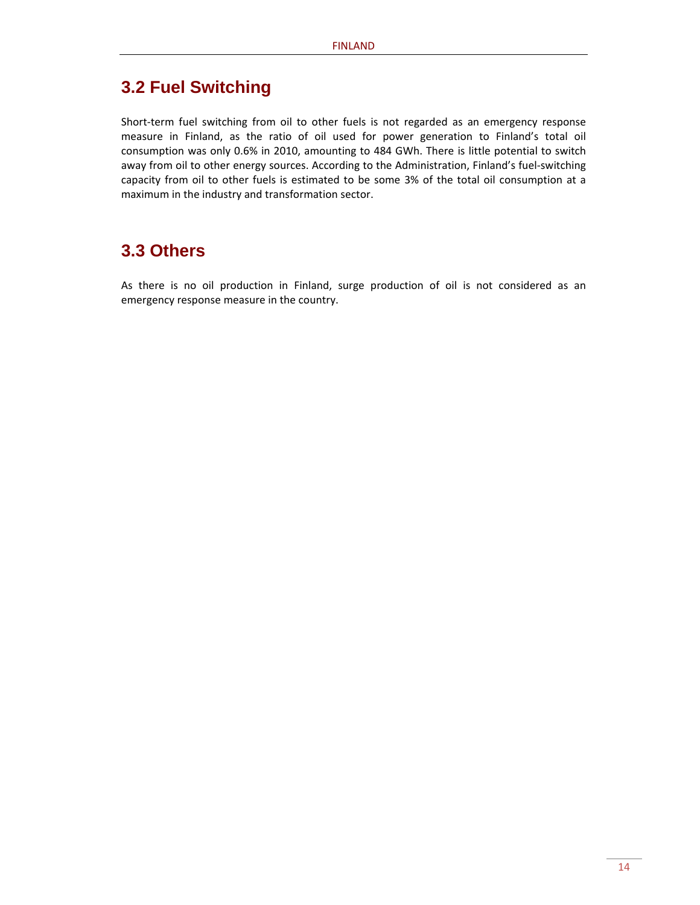## 3.2 Fuel Switching

Short-term fuel switching from oil to other fuels is not regarded as an emergency response measure in Finland, as the ratio of oil used for power generation to Finland's total oil consumption was only 0.6% in 2010, amounting to 484 GWh. There is little potential to switch away from oil to other energy sources. According to the Administration, Finland's fuel-switching capacity from oil to other fuels is estimated to be some 3% of the total oil consumption at a maximum in the industry and transformation sector.

## 3.3 Others

As there is no oil production in Finland, surge production of oil is not considered as an emergency response measure in the country.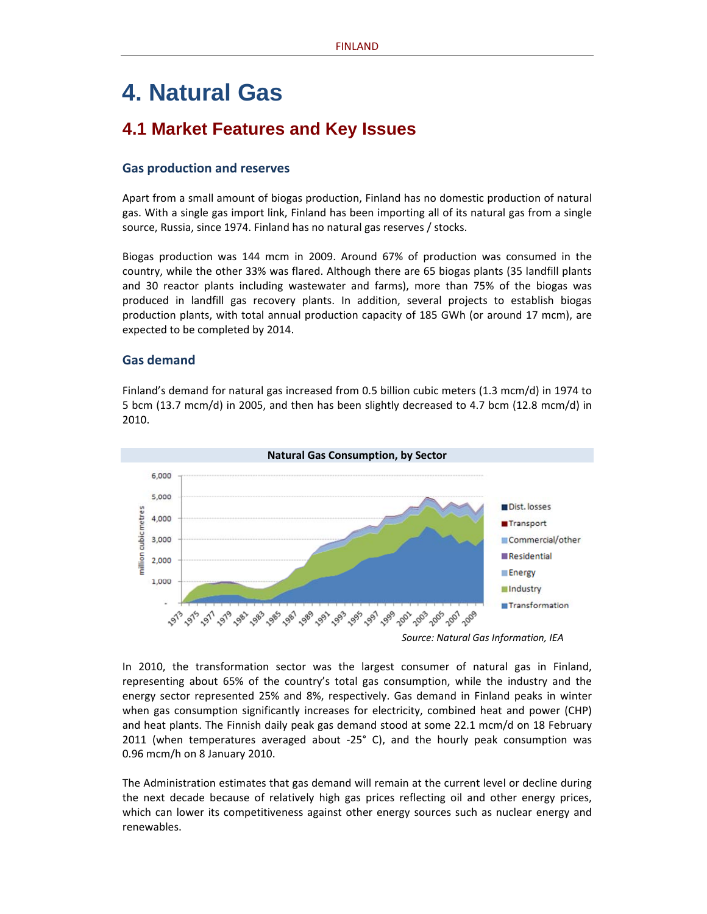# 4. Natural Gas

## 4.1 Market Features and Key Issues

### Gas production and reserves

Apart from a small amount of biogas production, Finland has no domestic production of natural gas. With a single gas import link, Finland has been importing all of its natural gas from a single source, Russia, since 1974. Finland has no natural gas reserves / stocks.

Biogas production was 144 mcm in 2009. Around 67% of production was consumed in the country, while the other 33% was flared. Although there are 65 biogas plants (35 landfill plants and 30 reactor plants including wastewater and farms), more than 75% of the biogas was produced in landfill gas recovery plants. In addition, several projects to establish biogas production plants, with total annual production capacity of 185 GWh (or around 17 mcm), are expected to be completed by 2014.

### Gas demand

Finland's demand for natural gas increased from 0.5 billion cubic meters (1.3 mcm/d) in 1974 to 5 bcm (13.7 mcm/d) in 2005, and then has been slightly decreased to 4.7 bcm (12.8 mcm/d) in 2010.

**Natural Gas Consumption, by Sector**

*Source: Natural Gas Information, IEA*

In 2010, the transformation sector was the largest consumer of natural gas in Finland, representing about 65% of the country's total gas consumption, while the industry and the energy sector represented 25% and 8%, respectively. Gas demand in Finland peaks in winter when gas consumption significantly increases for electricity, combined heat and power (CHP) and heat plants. The Finnish daily peak gas demand stood at some 22.1 mcm/d on 18 February 2011 (when temperatures averaged about -25° C), and the hourly peak consumption was 0.96 mcm/h on 8 January 2010.

The Administration estimates that gas demand will remain at the current level or decline during the next decade because of relatively high gas prices reflecting oil and other energy prices, which can lower its competitiveness against other energy sources such as nuclear energy and renewables.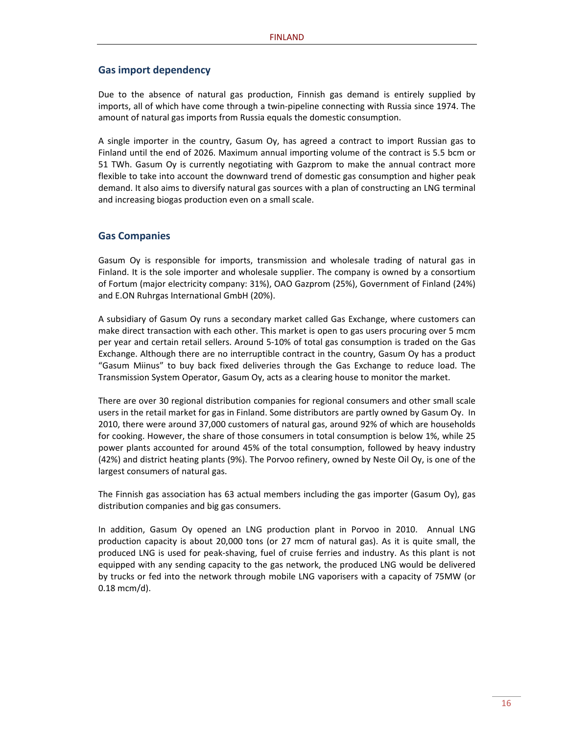## Gas import dependency

Due to the absence of natural gas production, Finnish gas demand is entirely supplied by imports, all of which have come through a twin-pipeline connecting with Russia since 1974. The amount of natural gas imports from Russia equals the domestic consumption.

A single importer in the country, Gasum Oy, has agreed a contract to import Russian gas to Finland until the end of 2026. Maximum annual importing volume of the contract is 5.5 bcm or 51 TWh. Gasum Oy is currently negotiating with Gazprom to make the annual contract more flexible to take into account the downward trend of domestic gas consumption and higher peak demand. It also aims to diversify natural gas sources with a plan of constructing an LNG terminal and increasing biogas production even on a small scale.

## Gas Companies

Gasum Oy is responsible for imports, transmission and wholesale trading of natural gas in Finland. It is the sole importer and wholesale supplier. The company is owned by a consortium of Fortum (major electricity company: 31%), OAO Gazprom (25%), Government of Finland (24%) and E.ON Ruhrgas International GmbH (20%).

A subsidiary of Gasum Oy runs a secondary market called Gas Exchange, where customers can make direct transaction with each other. This market is open to gas users procuring over 5 mcm per year and certain retail sellers. Around 5-10% of total gas consumption is traded on the Gas Exchange. Although there are no interruptible contract in the country, Gasum Oy has a product "Gasum Miinus" to buy back fixed deliveries through the Gas Exchange to reduce load. The Transmission System Operator, Gasum Oy, acts as a clearing house to monitor the market.

There are over 30 regional distribution companies for regional consumers and other small scale users in the retail market for gas in Finland. Some distributors are partly owned by Gasum Oy. In 2010, there were around 37,000 customers of natural gas, around 92% of which are households for cooking. However, the share of those consumers in total consumption is below 1%, while 25 power plants accounted for around 45% of the total consumption, followed by heavy industry (42%) and district heating plants (9%). The Porvoo refinery, owned by Neste Oil Oy, is one of the largest consumers of natural gas.

The Finnish gas association has 63 actual members including the gas importer (Gasum Oy), gas distribution companies and big gas consumers.

In addition, Gasum Oy opened an LNG production plant in Porvoo in 2010. Annual LNG production capacity is about 20,000 tons (or 27 mcm of natural gas). As it is quite small, the produced LNG is used for peak-shaving, fuel of cruise ferries and industry. As this plant is not equipped with any sending capacity to the gas network, the produced LNG would be delivered by trucks or fed into the network through mobile LNG vaporisers with a capacity of 75MW (or 0.18 mcm/d).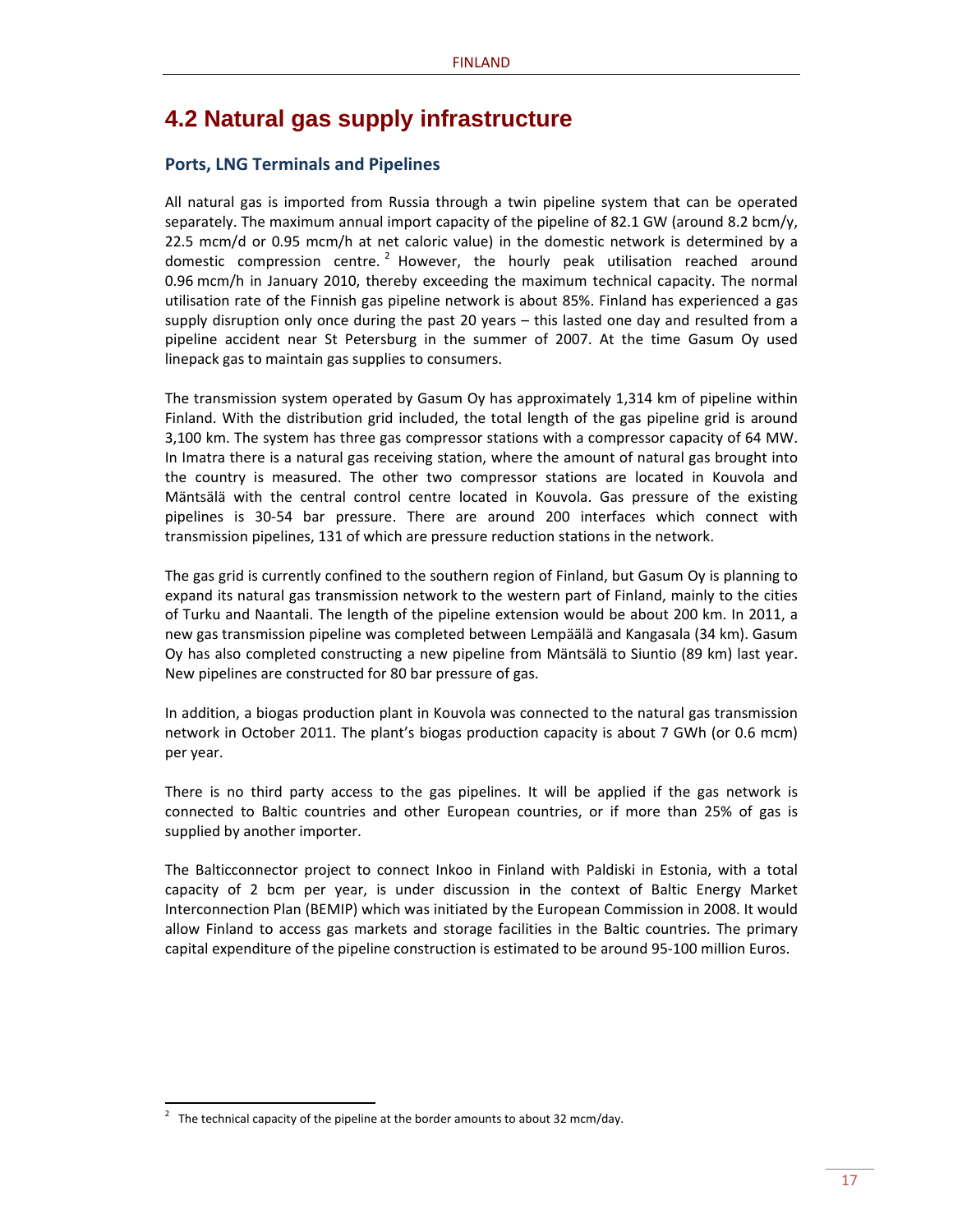## 4.2 Natural gas supply infrastructure

### Ports, LNG Terminals and Pipelines

All natural gas is imported from Russia through a twin pipeline system that can be operated separately. The maximum annual import capacity of the pipeline of 82.1 GW (around 8.2 bcm/y, 22.5 mcm/d or 0.95 mcm/h at net caloric value) in the domestic network is determined by a domestic compression centre.[2] However, the hourly peak utilisation reached around 0.96 mcm/h in January 2010, thereby exceeding the maximum technical capacity. The normal utilisation rate of the Finnish gas pipeline network is about 85%. Finland has experienced a gas supply disruption only once during the past 20 years – this lasted one day and resulted from a pipeline accident near St Petersburg in the summer of 2007. At the time Gasum Oy used linepack gas to maintain gas supplies to consumers.

The transmission system operated by Gasum Oy has approximately 1,314 km of pipeline within Finland. With the distribution grid included, the total length of the gas pipeline grid is around 3,100 km. The system has three gas compressor stations with a compressor capacity of 64 MW. In Imatra there is a natural gas receiving station, where the amount of natural gas brought into the country is measured. The other two compressor stations are located in Kouvola and Mäntsälä with the central control centre located in Kouvola. Gas pressure of the existing pipelines is 30-54 bar pressure. There are around 200 interfaces which connect with transmission pipelines, 131 of which are pressure reduction stations in the network.

The gas grid is currently confined to the southern region of Finland, but Gasum Oy is planning to expand its natural gas transmission network to the western part of Finland, mainly to the cities of Turku and Naantali. The length of the pipeline extension would be about 200 km. In 2011, a new gas transmission pipeline was completed between Lempäälä and Kangasala (34 km). Gasum Oy has also completed constructing a new pipeline from Mäntsälä to Siuntio (89 km) last year. New pipelines are constructed for 80 bar pressure of gas.

In addition, a biogas production plant in Kouvola was connected to the natural gas transmission network in October 2011. The plant's biogas production capacity is about 7 GWh (or 0.6 mcm) per year.

There is no third party access to the gas pipelines. It will be applied if the gas network is connected to Baltic countries and other European countries, or if more than 25% of gas is supplied by another importer.

The Balticconnector project to connect Inkoo in Finland with Paldiski in Estonia, with a total capacity of 2 bcm per year, is under discussion in the context of Baltic Energy Market Interconnection Plan (BEMIP) which was initiated by the European Commission in 2008. It would allow Finland to access gas markets and storage facilities in the Baltic countries. The primary capital expenditure of the pipeline construction is estimated to be around 95-100 million Euros.

[2] The technical capacity of the pipeline at the border amounts to about 32 mcm/day.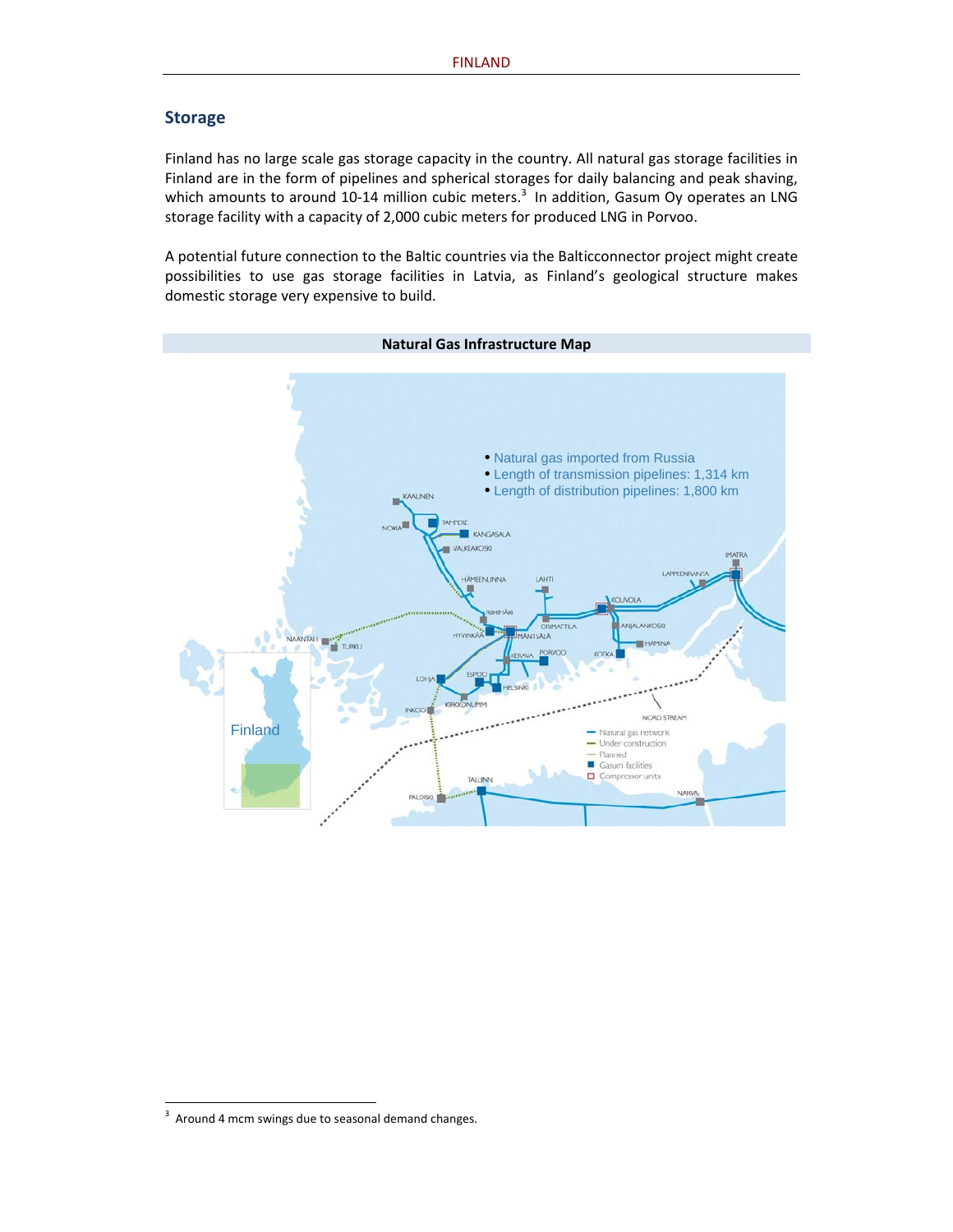## Storage

Finland has no large scale gas storage capacity in the country. All natural gas storage facilities in Finland are in the form of pipelines and spherical storages for daily balancing and peak shaving, which amounts to around 10-14 million cubic meters.[3] In addition, Gasum Oy operates an LNG storage facility with a capacity of 2,000 cubic meters for produced LNG in Porvoo.

A potential future connection to the Baltic countries via the Balticconnector project might create possibilities to use gas storage facilities in Latvia, as Finland's geological structure makes domestic storage very expensive to build.

**Natural Gas Infrastructure Map**

- Natural gas imported from Russia
- Length of transmission pipelines: 1,314 km
- Length of distribution pipelines: 1,800 km

[3] Around 4 mcm swings due to seasonal demand changes.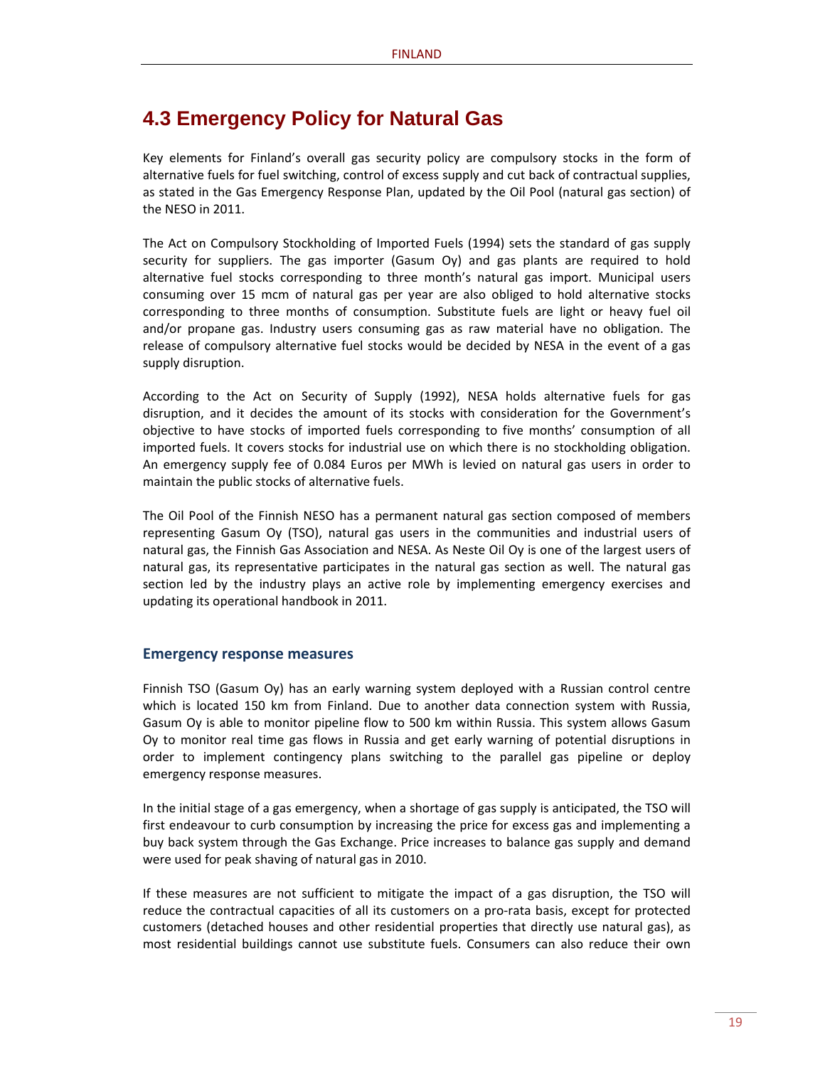## 4.3 Emergency Policy for Natural Gas

Key elements for Finland's overall gas security policy are compulsory stocks in the form of alternative fuels for fuel switching, control of excess supply and cut back of contractual supplies, as stated in the Gas Emergency Response Plan, updated by the Oil Pool (natural gas section) of the NESO in 2011.

The Act on Compulsory Stockholding of Imported Fuels (1994) sets the standard of gas supply security for suppliers. The gas importer (Gasum Oy) and gas plants are required to hold alternative fuel stocks corresponding to three month's natural gas import. Municipal users consuming over 15 mcm of natural gas per year are also obliged to hold alternative stocks corresponding to three months of consumption. Substitute fuels are light or heavy fuel oil and/or propane gas. Industry users consuming gas as raw material have no obligation. The release of compulsory alternative fuel stocks would be decided by NESA in the event of a gas supply disruption.

According to the Act on Security of Supply (1992), NESA holds alternative fuels for gas disruption, and it decides the amount of its stocks with consideration for the Government's objective to have stocks of imported fuels corresponding to five months' consumption of all imported fuels. It covers stocks for industrial use on which there is no stockholding obligation. An emergency supply fee of 0.084 Euros per MWh is levied on natural gas users in order to maintain the public stocks of alternative fuels.

The Oil Pool of the Finnish NESO has a permanent natural gas section composed of members representing Gasum Oy (TSO), natural gas users in the communities and industrial users of natural gas, the Finnish Gas Association and NESA. As Neste Oil Oy is one of the largest users of natural gas, its representative participates in the natural gas section as well. The natural gas section led by the industry plays an active role by implementing emergency exercises and updating its operational handbook in 2011.

### Emergency response measures

Finnish TSO (Gasum Oy) has an early warning system deployed with a Russian control centre which is located 150 km from Finland. Due to another data connection system with Russia, Gasum Oy is able to monitor pipeline flow to 500 km within Russia. This system allows Gasum Oy to monitor real time gas flows in Russia and get early warning of potential disruptions in order to implement contingency plans switching to the parallel gas pipeline or deploy emergency response measures.

In the initial stage of a gas emergency, when a shortage of gas supply is anticipated, the TSO will first endeavour to curb consumption by increasing the price for excess gas and implementing a buy back system through the Gas Exchange. Price increases to balance gas supply and demand were used for peak shaving of natural gas in 2010.

If these measures are not sufficient to mitigate the impact of a gas disruption, the TSO will reduce the contractual capacities of all its customers on a pro-rata basis, except for protected customers (detached houses and other residential properties that directly use natural gas), as most residential buildings cannot use substitute fuels. Consumers can also reduce their own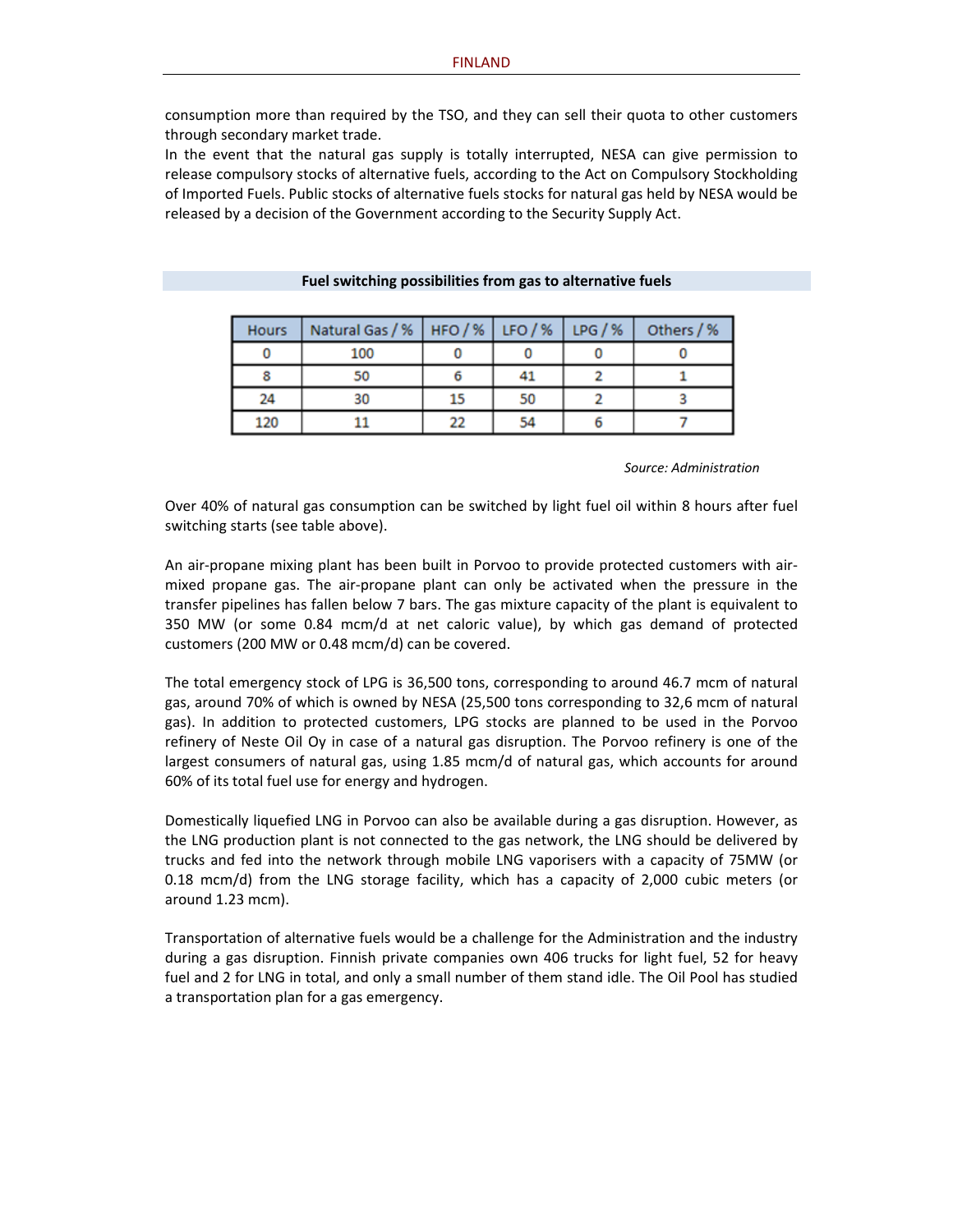consumption more than required by the TSO, and they can sell their quota to other customers through secondary market trade.
In the event that the natural gas supply is totally interrupted, NESA can give permission to release compulsory stocks of alternative fuels, according to the Act on Compulsory Stockholding of Imported Fuels. Public stocks of alternative fuels stocks for natural gas held by NESA would be released by a decision of the Government according to the Security Supply Act.

**Fuel switching possibilities from gas to alternative fuels**

| Hours | Natural Gas / % | HFO / % | LFO / % | LPG / % | Others / % |
|---|---|---|---|---|---|
| 0 | 100 | 0 | 0 | 0 | 0 |
| 8 | 50 | 6 | 41 | 2 | 1 |
| 24 | 30 | 15 | 50 | 2 | 3 |
| 120 | 11 | 22 | 54 | 6 | 7 |

*Source: Administration*

Over 40% of natural gas consumption can be switched by light fuel oil within 8 hours after fuel switching starts (see table above).

An air-propane mixing plant has been built in Porvoo to provide protected customers with air-mixed propane gas. The air-propane plant can only be activated when the pressure in the transfer pipelines has fallen below 7 bars. The gas mixture capacity of the plant is equivalent to 350 MW (or some 0.84 mcm/d at net caloric value), by which gas demand of protected customers (200 MW or 0.48 mcm/d) can be covered.

The total emergency stock of LPG is 36,500 tons, corresponding to around 46.7 mcm of natural gas, around 70% of which is owned by NESA (25,500 tons corresponding to 32,6 mcm of natural gas). In addition to protected customers, LPG stocks are planned to be used in the Porvoo refinery of Neste Oil Oy in case of a natural gas disruption. The Porvoo refinery is one of the largest consumers of natural gas, using 1.85 mcm/d of natural gas, which accounts for around 60% of its total fuel use for energy and hydrogen.

Domestically liquefied LNG in Porvoo can also be available during a gas disruption. However, as the LNG production plant is not connected to the gas network, the LNG should be delivered by trucks and fed into the network through mobile LNG vaporisers with a capacity of 75MW (or 0.18 mcm/d) from the LNG storage facility, which has a capacity of 2,000 cubic meters (or around 1.23 mcm).

Transportation of alternative fuels would be a challenge for the Administration and the industry during a gas disruption. Finnish private companies own 406 trucks for light fuel, 52 for heavy fuel and 2 for LNG in total, and only a small number of them stand idle. The Oil Pool has studied a transportation plan for a gas emergency.